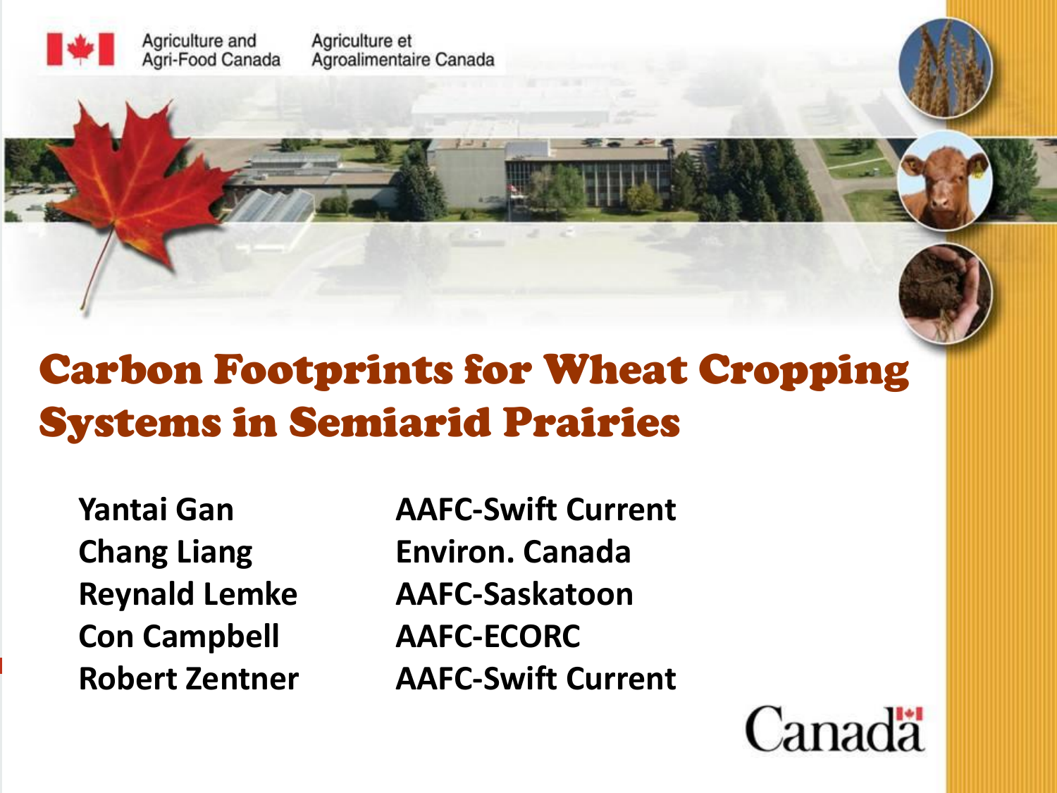Agriculture and Agri-Food Canada | Agriculture et Agroalimentaire Canada

# Carbon Footprints for Wheat Cropping Systems in Semiarid Prairies

| | |
|---|---|
| **Yantai Gan** | **AAFC-Swift Current** |
| **Chang Liang** | **Environ. Canada** |
| **Reynald Lemke** | **AAFC-Saskatoon** |
| **Con Campbell** | **AAFC-ECORC** |
| **Robert Zentner** | **AAFC-Swift Current** |

Canada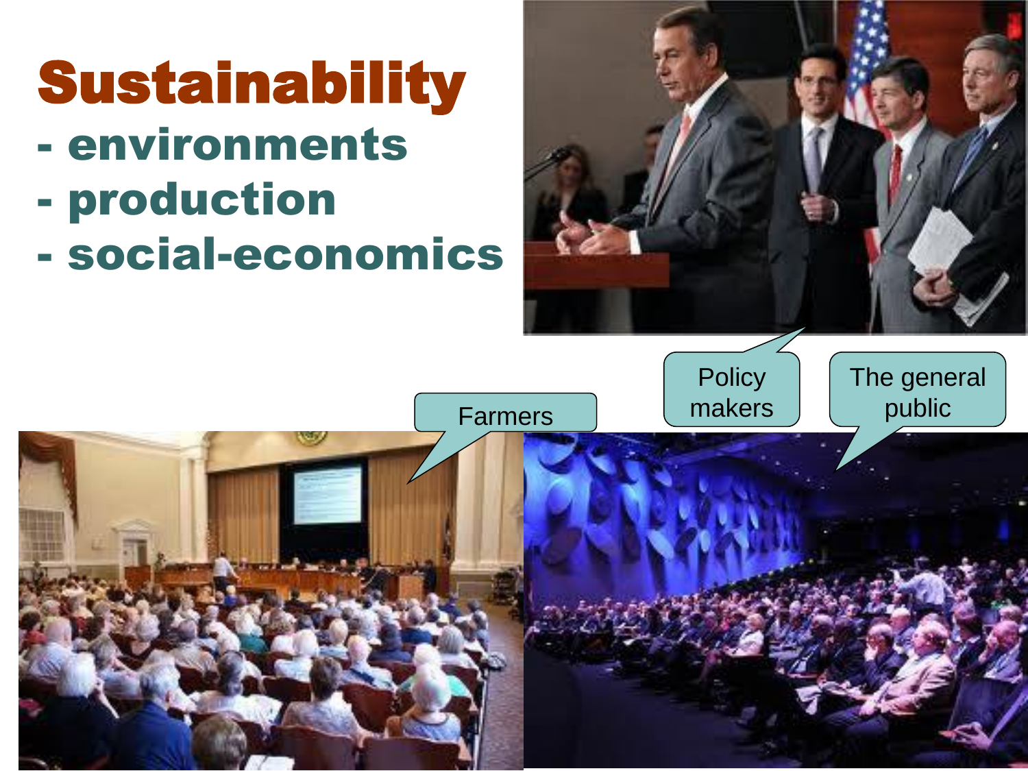# Sustainability

- environments
- production
- social-economics

Policy makers

The general public

Farmers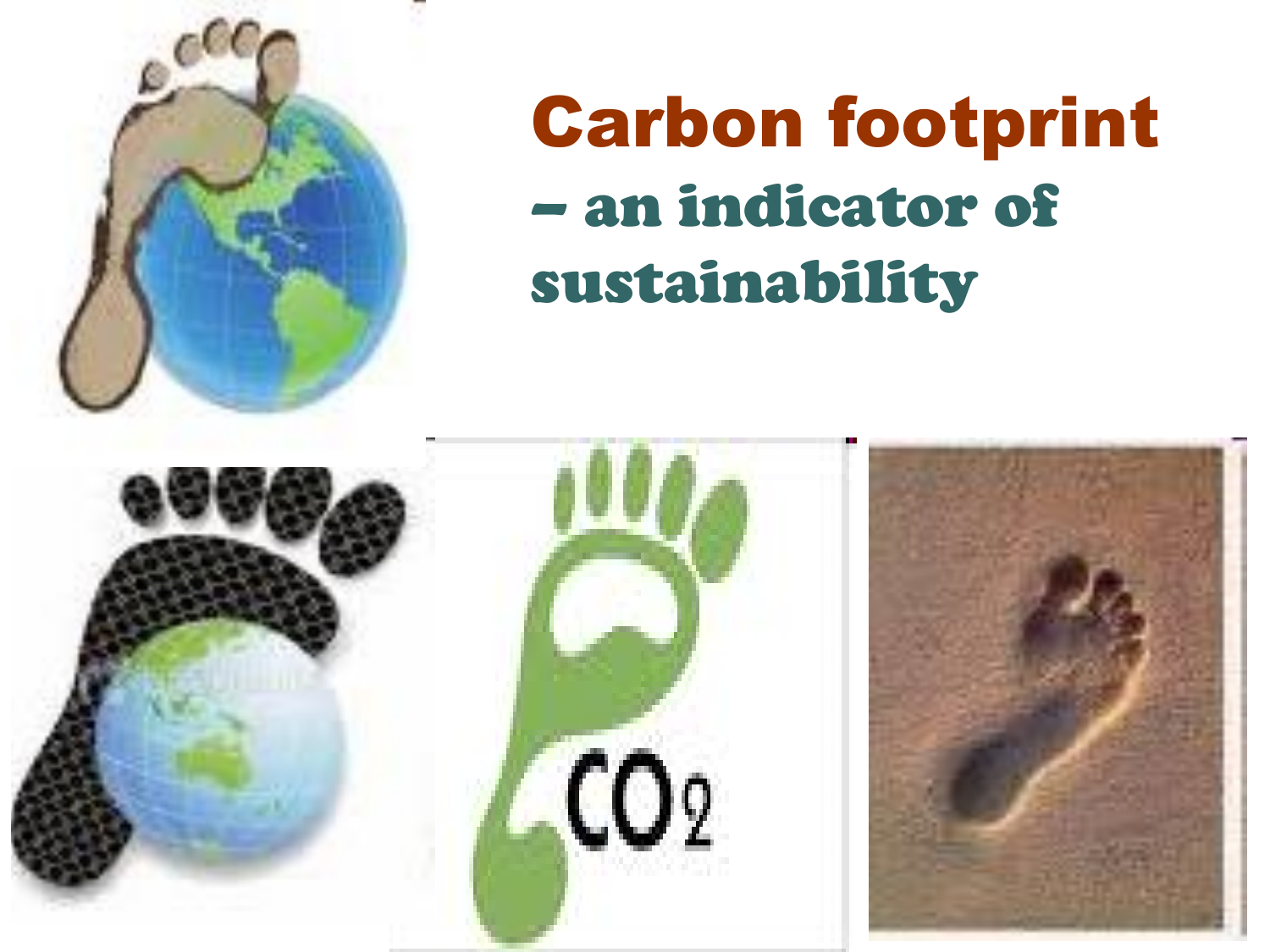# Carbon footprint

## – an indicator of sustainability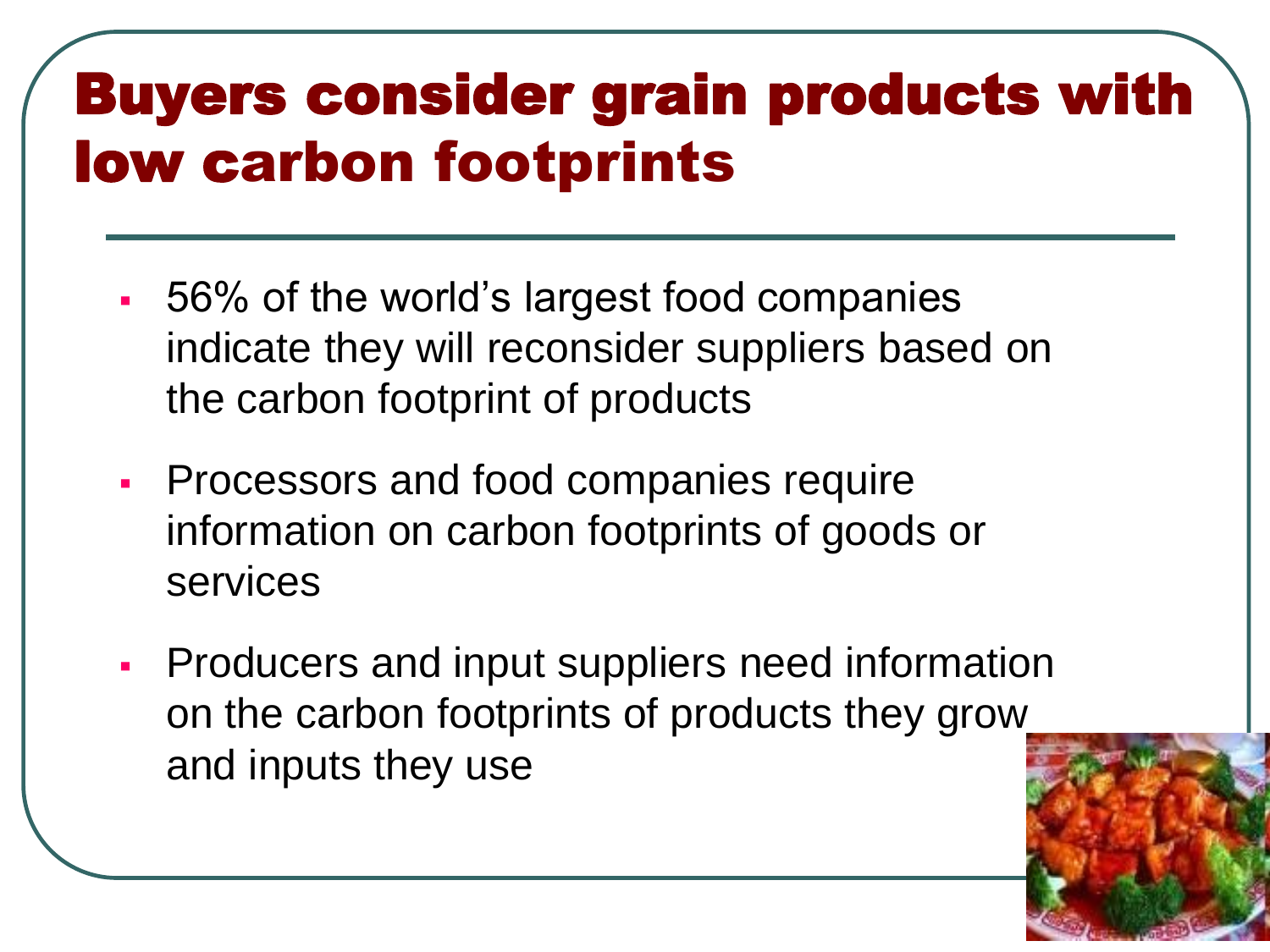# Buyers consider grain products with low carbon footprints

- 56% of the world's largest food companies indicate they will reconsider suppliers based on the carbon footprint of products
- Processors and food companies require information on carbon footprints of goods or services
- Producers and input suppliers need information on the carbon footprints of products they grow and inputs they use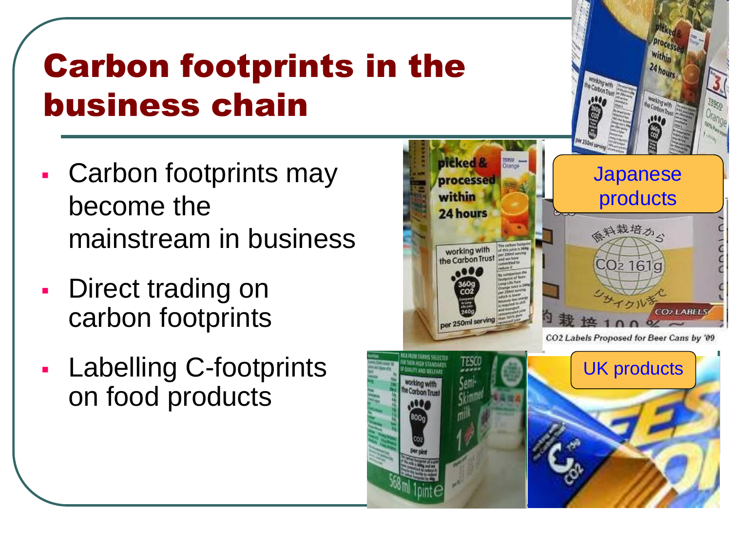# Carbon footprints in the business chain

- Carbon footprints may become the mainstream in business
- Direct trading on carbon footprints
- Labelling C-footprints on food products

Japanese products

UK products

CO2 Labels Proposed for Beer Cans by '09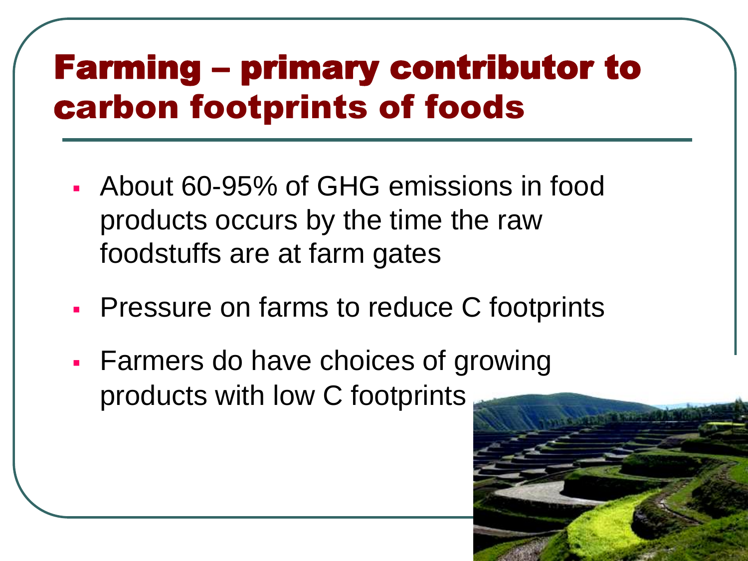# Farming – primary contributor to carbon footprints of foods

- About 60-95% of GHG emissions in food products occurs by the time the raw foodstuffs are at farm gates
- Pressure on farms to reduce C footprints
- Farmers do have choices of growing products with low C footprints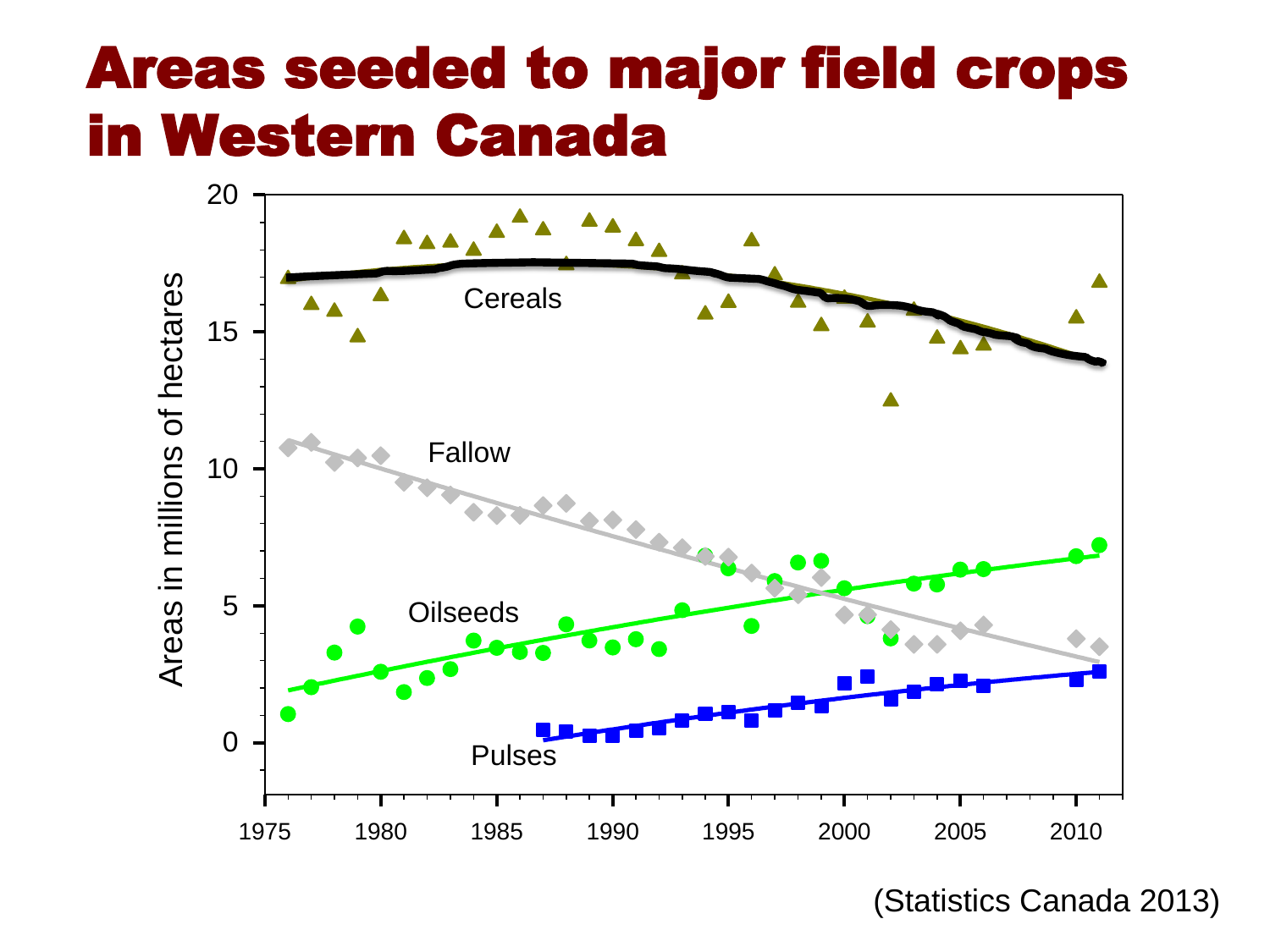# Areas seeded to major field crops in Western Canada

(Statistics Canada 2013)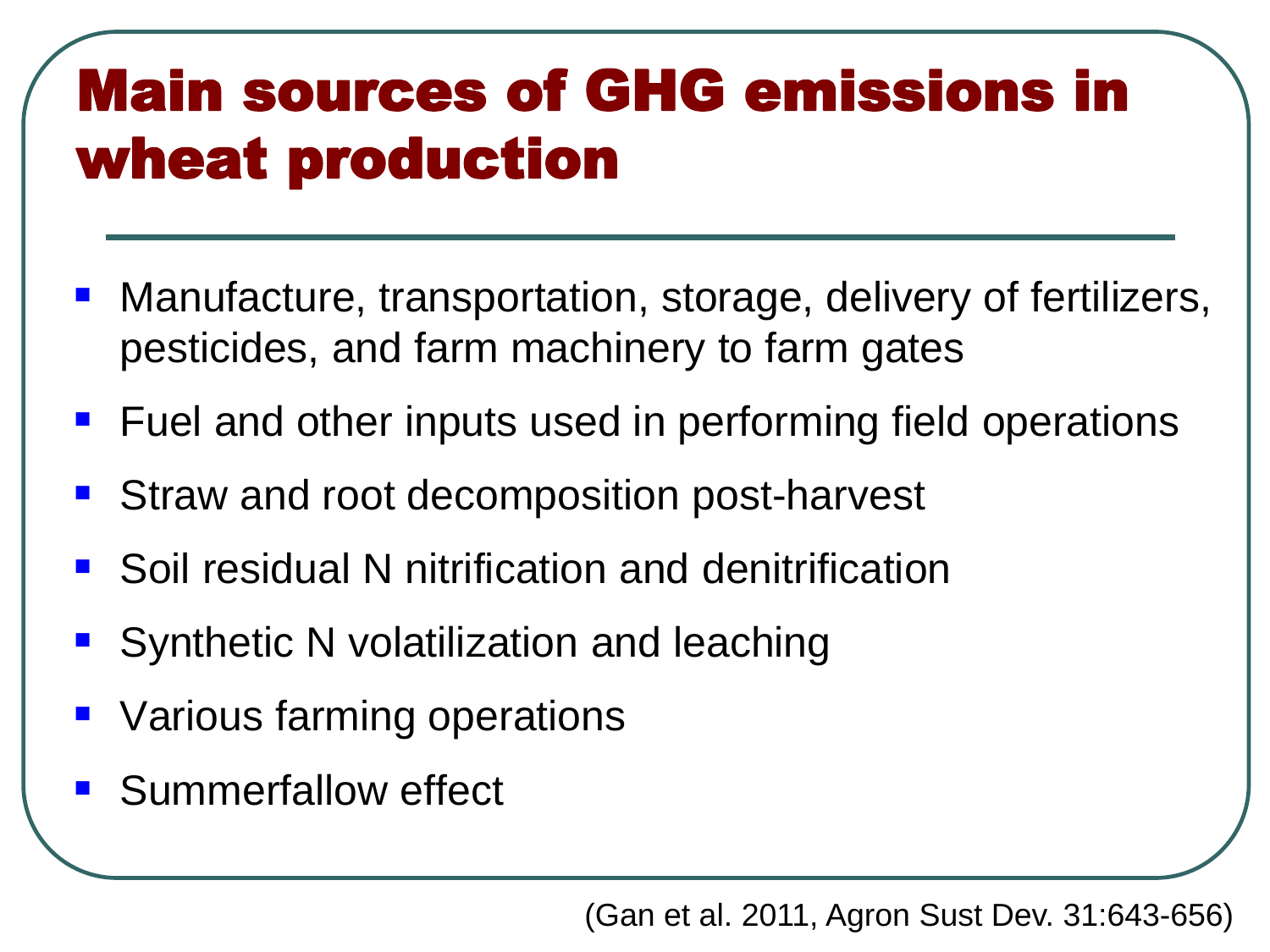# Main sources of GHG emissions in wheat production

- Manufacture, transportation, storage, delivery of fertilizers, pesticides, and farm machinery to farm gates
- Fuel and other inputs used in performing field operations
- Straw and root decomposition post-harvest
- Soil residual N nitrification and denitrification
- Synthetic N volatilization and leaching
- Various farming operations
- Summerfallow effect

(Gan et al. 2011, Agron Sust Dev. 31:643-656)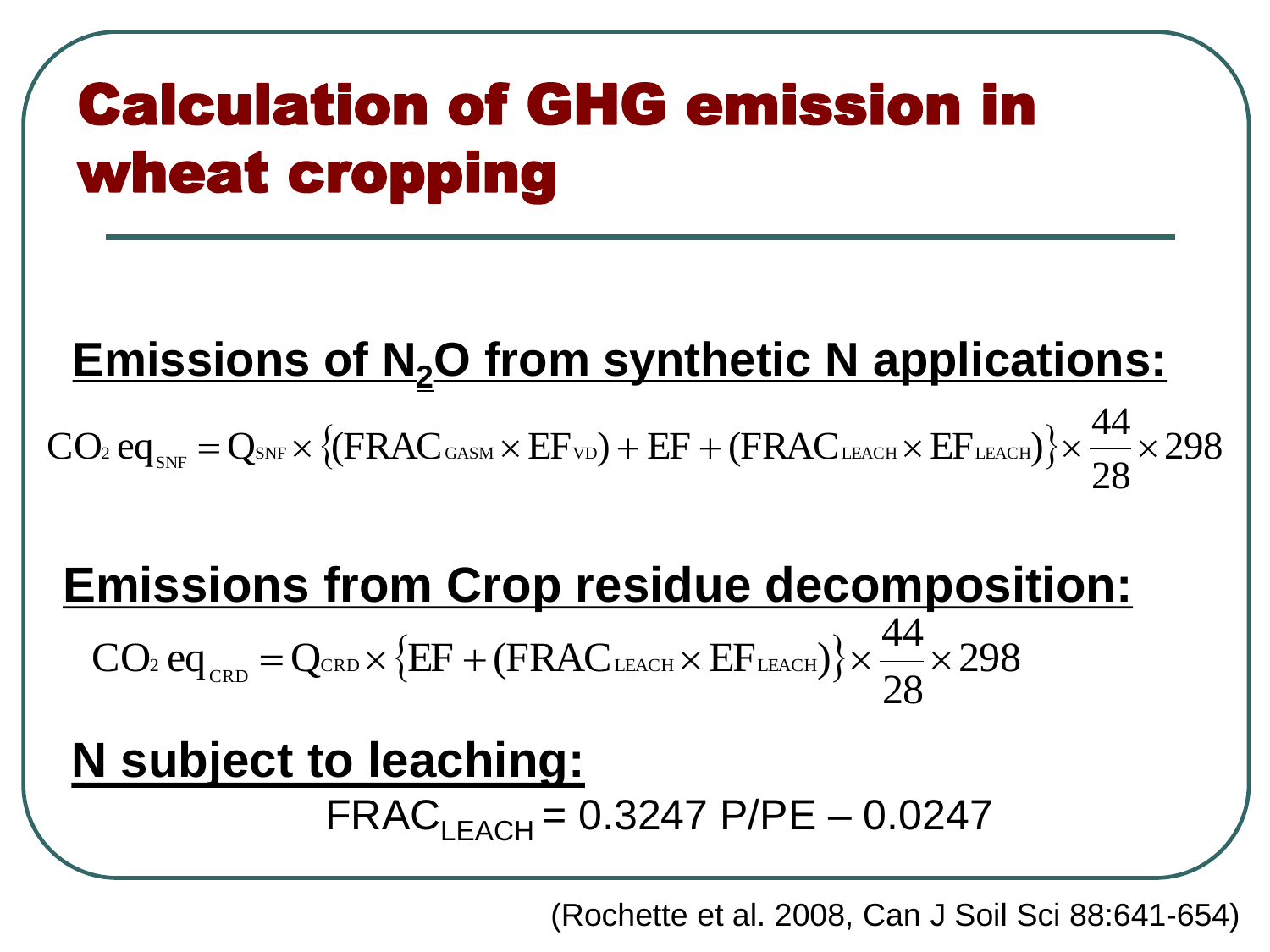# Calculation of GHG emission in wheat cropping

**Emissions of $N_2O$ from synthetic N applications:**

$$CO_2\ eq_{SNF} = Q_{SNF} \times \{(FRAC_{GASM} \times EF_{VD}) + EF + (FRAC_{LEACH} \times EF_{LEACH})\} \times \frac{44}{28} \times 298$$

**Emissions from Crop residue decomposition:**

$$CO_2\ eq_{CRD} = Q_{CRD} \times \{EF + (FRAC_{LEACH} \times EF_{LEACH})\} \times \frac{44}{28} \times 298$$

**N subject to leaching:**

$$FRAC_{LEACH} = 0.3247\ P/PE - 0.0247$$

(Rochette et al. 2008, Can J Soil Sci 88:641-654)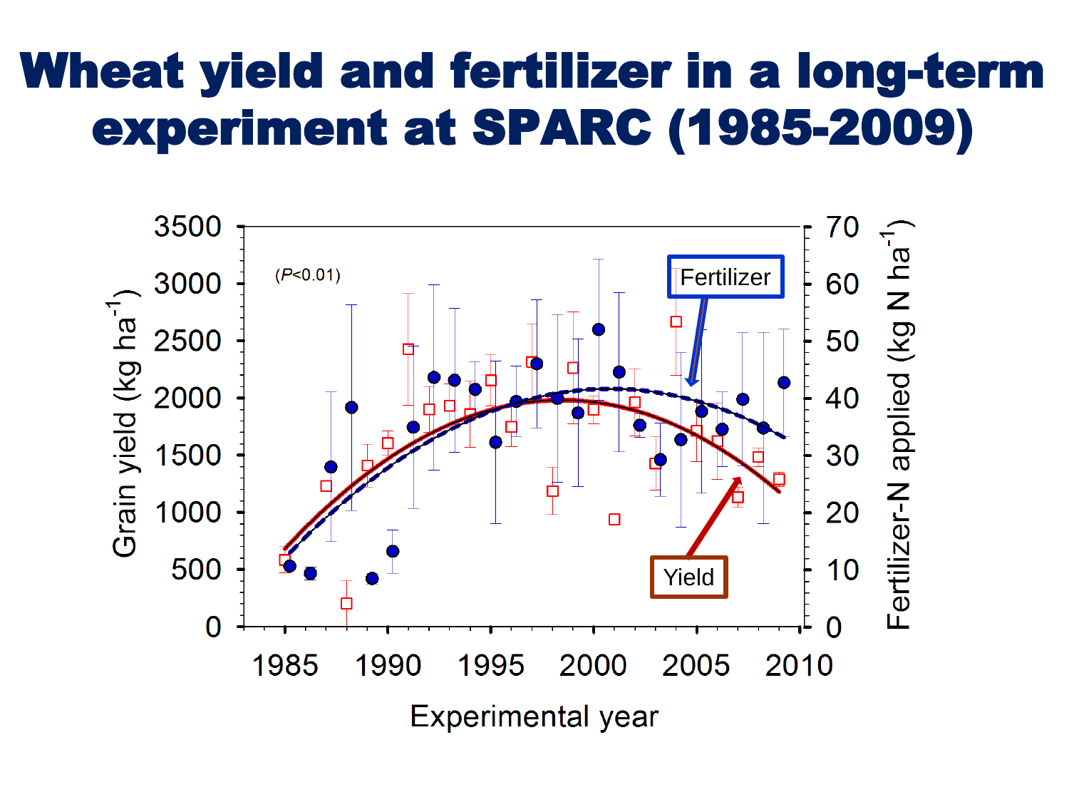# Wheat yield and fertilizer in a long-term experiment at SPARC (1985-2009)

(*P*<0.01)

Fertilizer

Yield

Grain yield (kg ha$^{-1}$)

Fertilizer-N applied (kg N ha$^{-1}$)

Experimental year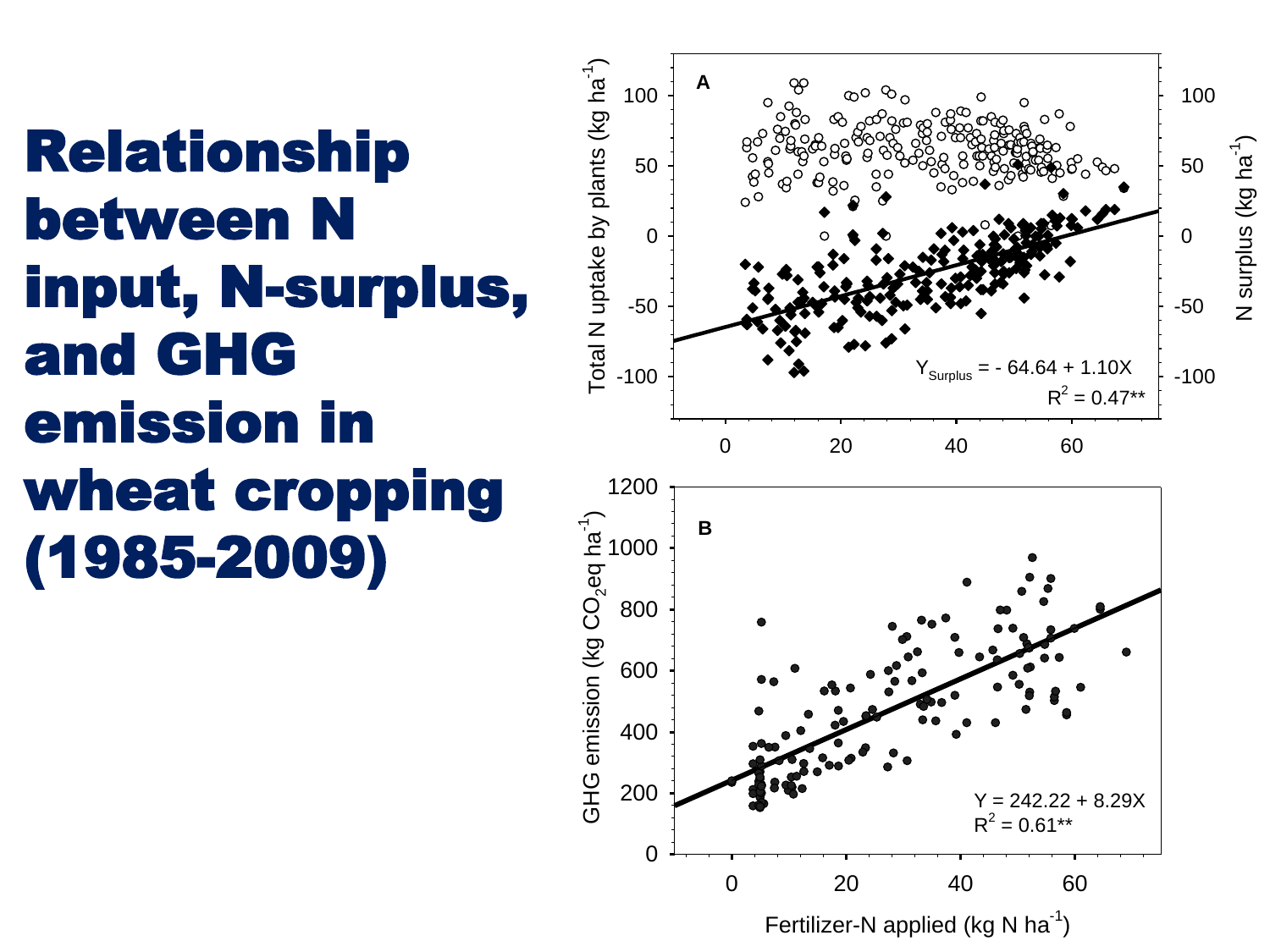# Relationship between N input, N-surplus, and GHG emission in wheat cropping (1985-2009)

**A**

Total N uptake by plants (kg ha$^{-1}$) / N surplus (kg ha$^{-1}$)

$Y_{Surplus} = -64.64 + 1.10X$

$R^2 = 0.47^{**}$

**B**

GHG emission (kg $CO_2$eq ha$^{-1}$)

$Y = 242.22 + 8.29X$

$R^2 = 0.61^{**}$

Fertilizer-N applied (kg N ha$^{-1}$)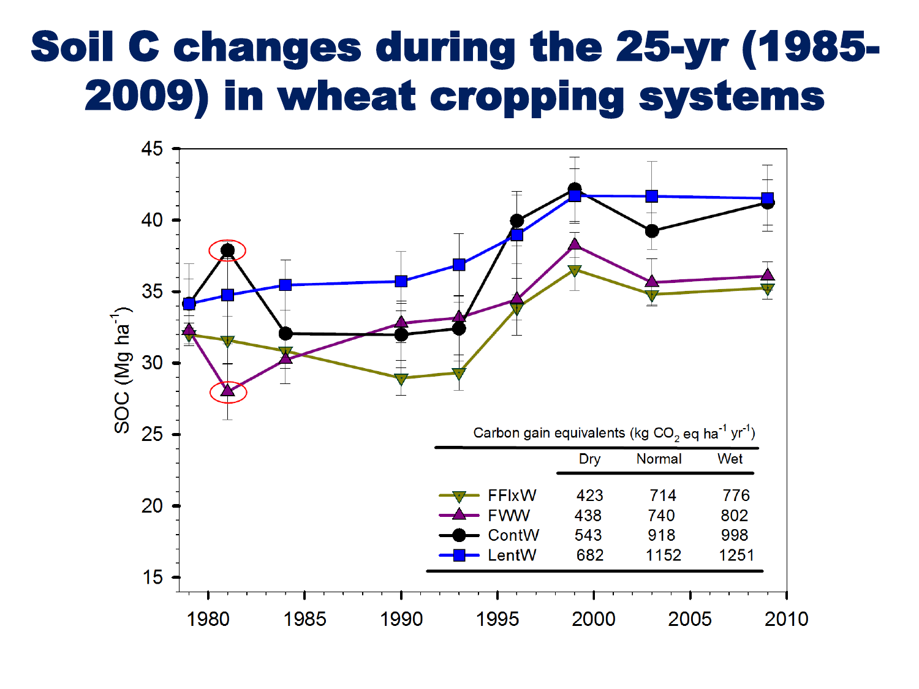# Soil C changes during the 25-yr (1985-2009) in wheat cropping systems

Carbon gain equivalents (kg $CO_2$ eq $ha^{-1}$ $yr^{-1}$)

| | Dry | Normal | Wet |
|---|---|---|---|
| FFIxW | 423 | 714 | 776 |
| FWW | 438 | 740 | 802 |
| ContW | 543 | 918 | 998 |
| LentW | 682 | 1152 | 1251 |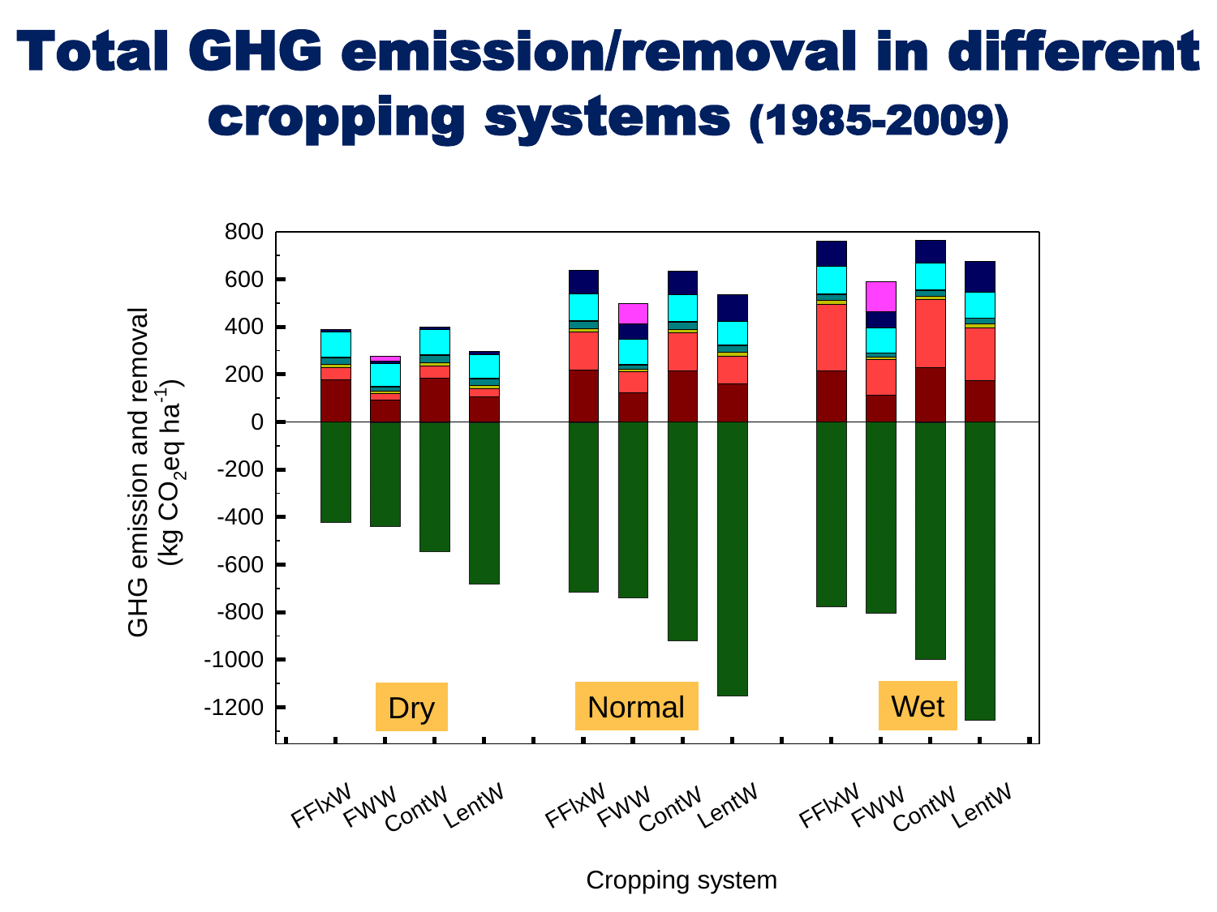# Total GHG emission/removal in different cropping systems (1985-2009)

GHG emission and removal (kg $CO_2$eq $ha^{-1}$)

Dry | Normal | Wet

FFlxW, FWW, ContW, LentW

Cropping system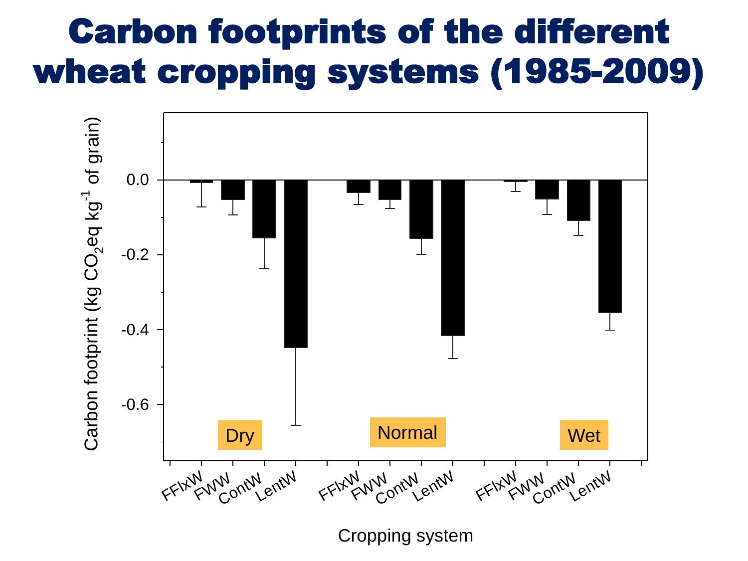# Carbon footprints of the different wheat cropping systems (1985-2009)

Carbon footprint (kg $CO_2$eq kg$^{-1}$ of grain)

0.0

-0.2

-0.4

-0.6

Dry

Normal

Wet

FFlxW FWW ContW LentW FFlxW FWW ContW LentW FFlxW FWW ContW LentW

Cropping system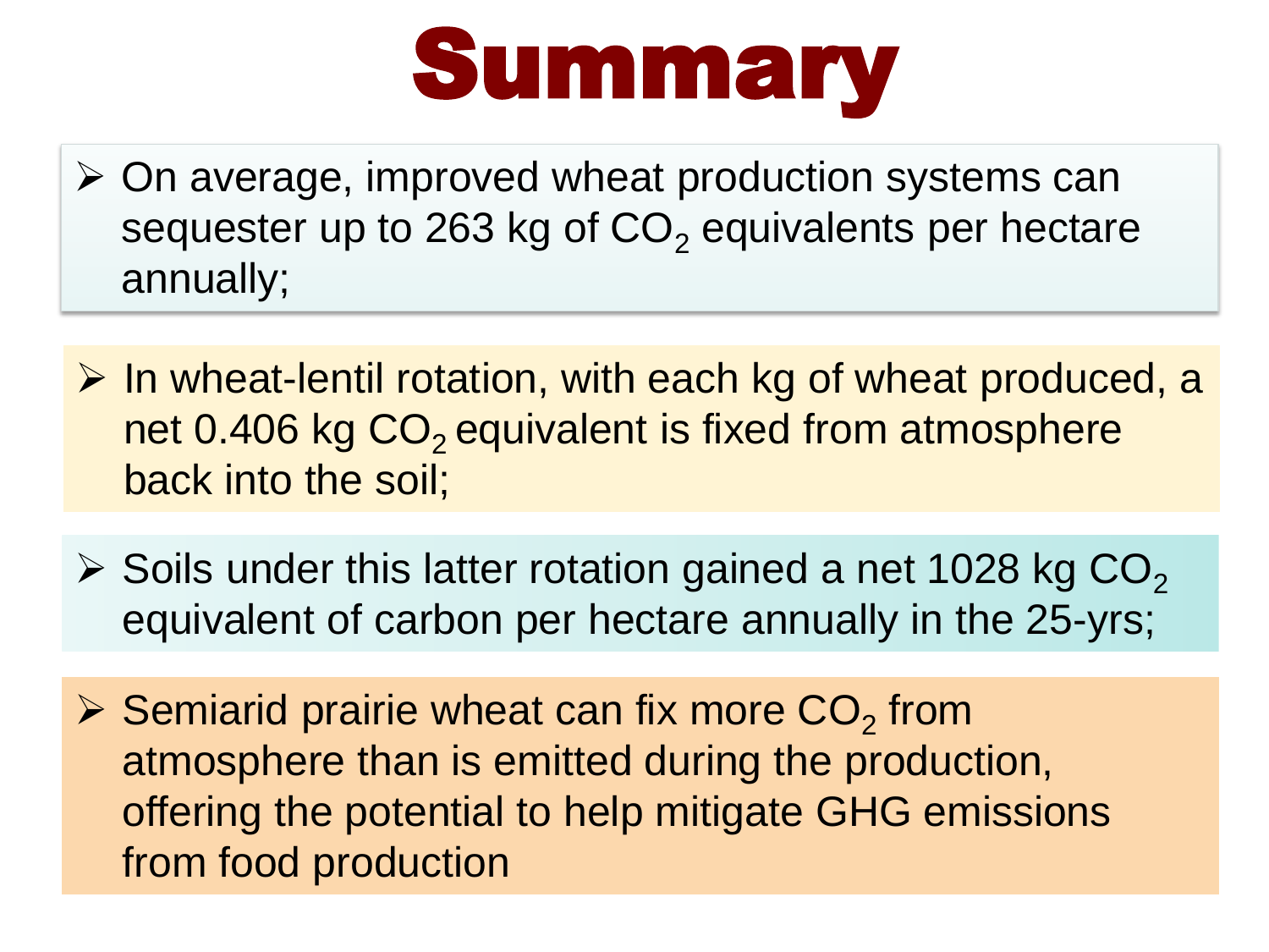# Summary

- On average, improved wheat production systems can sequester up to 263 kg of $CO_2$ equivalents per hectare annually;

- In wheat-lentil rotation, with each kg of wheat produced, a net 0.406 kg $CO_2$ equivalent is fixed from atmosphere back into the soil;

- Soils under this latter rotation gained a net 1028 kg $CO_2$ equivalent of carbon per hectare annually in the 25-yrs;

- Semiarid prairie wheat can fix more $CO_2$ from atmosphere than is emitted during the production, offering the potential to help mitigate GHG emissions from food production